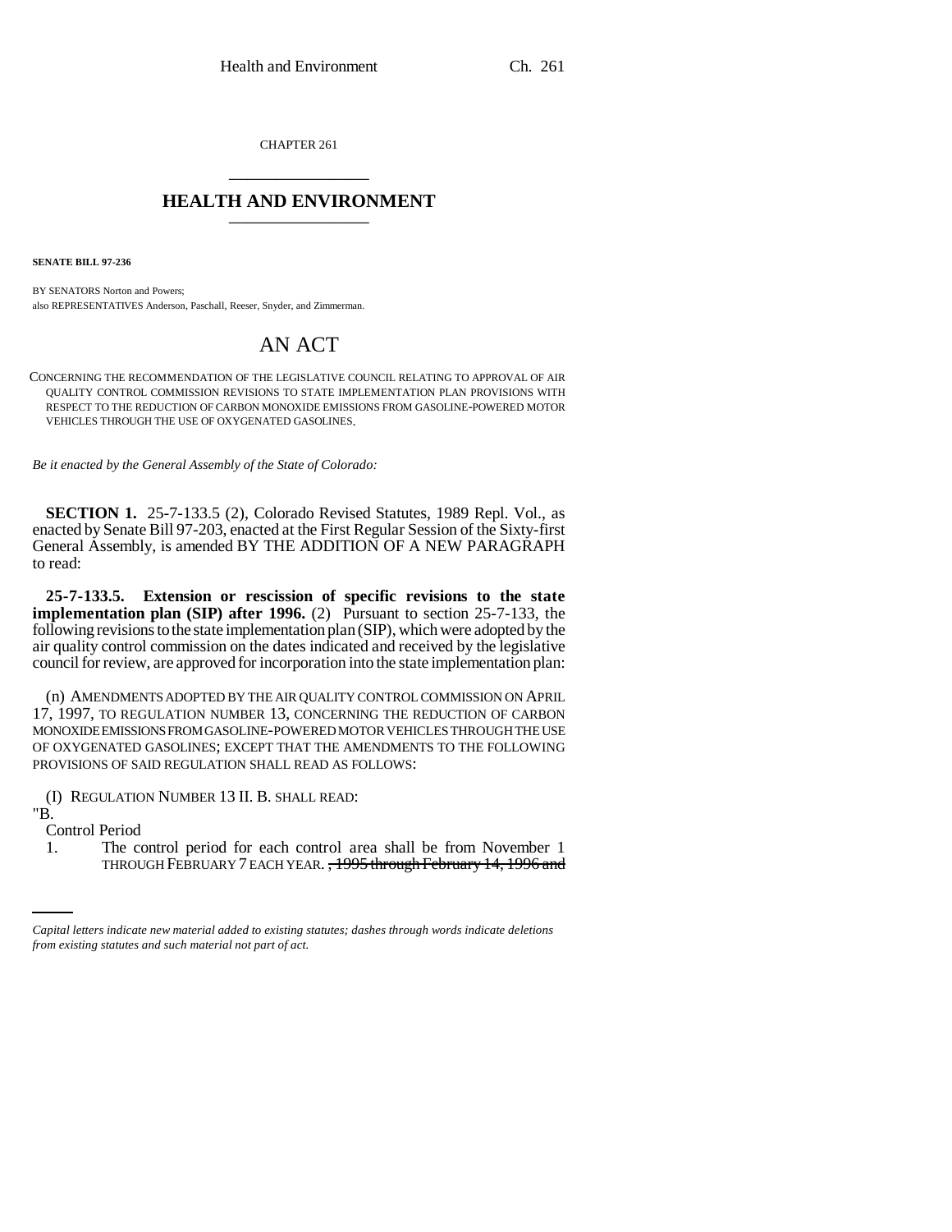CHAPTER 261

# HEALTH AND ENVIRONMENT

**SENATE BILL 97-236**

BY SENATORS Norton and Powers;
also REPRESENTATIVES Anderson, Paschall, Reeser, Snyder, and Zimmerman.

## AN ACT

CONCERNING THE RECOMMENDATION OF THE LEGISLATIVE COUNCIL RELATING TO APPROVAL OF AIR QUALITY CONTROL COMMISSION REVISIONS TO STATE IMPLEMENTATION PLAN PROVISIONS WITH RESPECT TO THE REDUCTION OF CARBON MONOXIDE EMISSIONS FROM GASOLINE-POWERED MOTOR VEHICLES THROUGH THE USE OF OXYGENATED GASOLINES.

*Be it enacted by the General Assembly of the State of Colorado:*

**SECTION 1.** 25-7-133.5 (2), Colorado Revised Statutes, 1989 Repl. Vol., as enacted by Senate Bill 97-203, enacted at the First Regular Session of the Sixty-first General Assembly, is amended BY THE ADDITION OF A NEW PARAGRAPH to read:

**25-7-133.5. Extension or rescission of specific revisions to the state implementation plan (SIP) after 1996.** (2) Pursuant to section 25-7-133, the following revisions to the state implementation plan (SIP), which were adopted by the air quality control commission on the dates indicated and received by the legislative council for review, are approved for incorporation into the state implementation plan:

(n) AMENDMENTS ADOPTED BY THE AIR QUALITY CONTROL COMMISSION ON APRIL 17, 1997, TO REGULATION NUMBER 13, CONCERNING THE REDUCTION OF CARBON MONOXIDE EMISSIONS FROM GASOLINE-POWERED MOTOR VEHICLES THROUGH THE USE OF OXYGENATED GASOLINES; EXCEPT THAT THE AMENDMENTS TO THE FOLLOWING PROVISIONS OF SAID REGULATION SHALL READ AS FOLLOWS:

(I) REGULATION NUMBER 13 II. B. SHALL READ:

"B.

Control Period

1. The control period for each control area shall be from November 1 THROUGH FEBRUARY 7 EACH YEAR. ~~, 1995 through February 14, 1996 and~~

*Capital letters indicate new material added to existing statutes; dashes through words indicate deletions from existing statutes and such material not part of act.*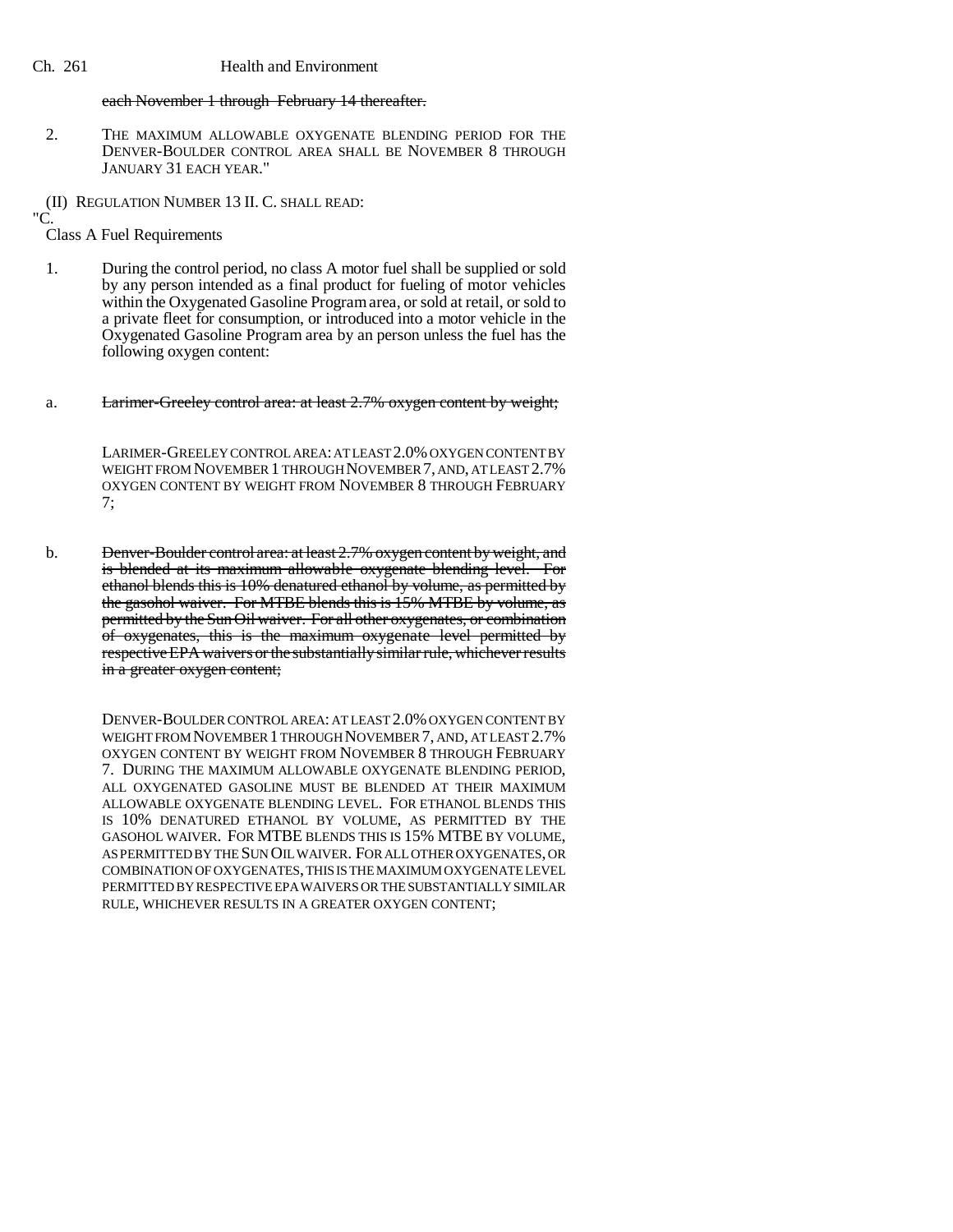~~each November 1 through February 14 thereafter.~~

2. THE MAXIMUM ALLOWABLE OXYGENATE BLENDING PERIOD FOR THE DENVER-BOULDER CONTROL AREA SHALL BE NOVEMBER 8 THROUGH JANUARY 31 EACH YEAR."

(II) REGULATION NUMBER 13 II. C. SHALL READ:

"C. Class A Fuel Requirements

1. During the control period, no class A motor fuel shall be supplied or sold by any person intended as a final product for fueling of motor vehicles within the Oxygenated Gasoline Program area, or sold at retail, or sold to a private fleet for consumption, or introduced into a motor vehicle in the Oxygenated Gasoline Program area by an person unless the fuel has the following oxygen content:

a. ~~Larimer-Greeley control area: at least 2.7% oxygen content by weight;~~

LARIMER-GREELEY CONTROL AREA: AT LEAST 2.0% OXYGEN CONTENT BY WEIGHT FROM NOVEMBER 1 THROUGH NOVEMBER 7, AND, AT LEAST 2.7% OXYGEN CONTENT BY WEIGHT FROM NOVEMBER 8 THROUGH FEBRUARY 7;

b. ~~Denver-Boulder control area: at least 2.7% oxygen content by weight, and is blended at its maximum allowable oxygenate blending level. For ethanol blends this is 10% denatured ethanol by volume, as permitted by the gasohol waiver. For MTBE blends this is 15% MTBE by volume, as permitted by the Sun Oil waiver. For all other oxygenates, or combination of oxygenates, this is the maximum oxygenate level permitted by respective EPA waivers or the substantially similar rule, whichever results in a greater oxygen content;~~

DENVER-BOULDER CONTROL AREA: AT LEAST 2.0% OXYGEN CONTENT BY WEIGHT FROM NOVEMBER 1 THROUGH NOVEMBER 7, AND, AT LEAST 2.7% OXYGEN CONTENT BY WEIGHT FROM NOVEMBER 8 THROUGH FEBRUARY 7. DURING THE MAXIMUM ALLOWABLE OXYGENATE BLENDING PERIOD, ALL OXYGENATED GASOLINE MUST BE BLENDED AT THEIR MAXIMUM ALLOWABLE OXYGENATE BLENDING LEVEL. FOR ETHANOL BLENDS THIS IS 10% DENATURED ETHANOL BY VOLUME, AS PERMITTED BY THE GASOHOL WAIVER. FOR MTBE BLENDS THIS IS 15% MTBE BY VOLUME, AS PERMITTED BY THE SUN OIL WAIVER. FOR ALL OTHER OXYGENATES, OR COMBINATION OF OXYGENATES, THIS IS THE MAXIMUM OXYGENATE LEVEL PERMITTED BY RESPECTIVE EPA WAIVERS OR THE SUBSTANTIALLY SIMILAR RULE, WHICHEVER RESULTS IN A GREATER OXYGEN CONTENT;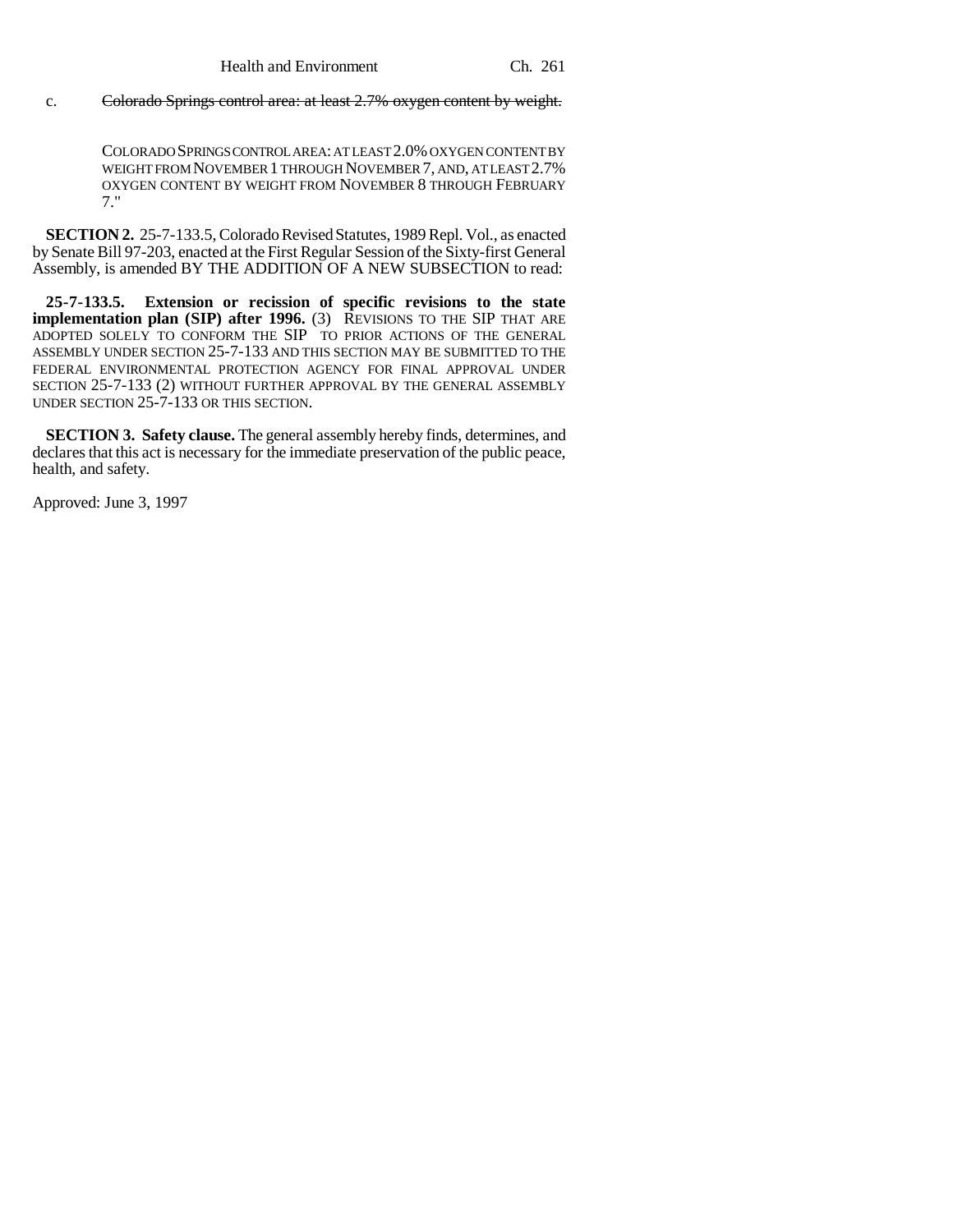c. ~~Colorado Springs control area: at least 2.7% oxygen content by weight.~~

COLORADO SPRINGS CONTROL AREA: AT LEAST 2.0% OXYGEN CONTENT BY WEIGHT FROM NOVEMBER 1 THROUGH NOVEMBER 7, AND, AT LEAST 2.7% OXYGEN CONTENT BY WEIGHT FROM NOVEMBER 8 THROUGH FEBRUARY 7."

**SECTION 2.** 25-7-133.5, Colorado Revised Statutes, 1989 Repl. Vol., as enacted by Senate Bill 97-203, enacted at the First Regular Session of the Sixty-first General Assembly, is amended BY THE ADDITION OF A NEW SUBSECTION to read:

**25-7-133.5. Extension or recission of specific revisions to the state implementation plan (SIP) after 1996.** (3) REVISIONS TO THE SIP THAT ARE ADOPTED SOLELY TO CONFORM THE SIP TO PRIOR ACTIONS OF THE GENERAL ASSEMBLY UNDER SECTION 25-7-133 AND THIS SECTION MAY BE SUBMITTED TO THE FEDERAL ENVIRONMENTAL PROTECTION AGENCY FOR FINAL APPROVAL UNDER SECTION 25-7-133 (2) WITHOUT FURTHER APPROVAL BY THE GENERAL ASSEMBLY UNDER SECTION 25-7-133 OR THIS SECTION.

**SECTION 3. Safety clause.** The general assembly hereby finds, determines, and declares that this act is necessary for the immediate preservation of the public peace, health, and safety.

Approved: June 3, 1997